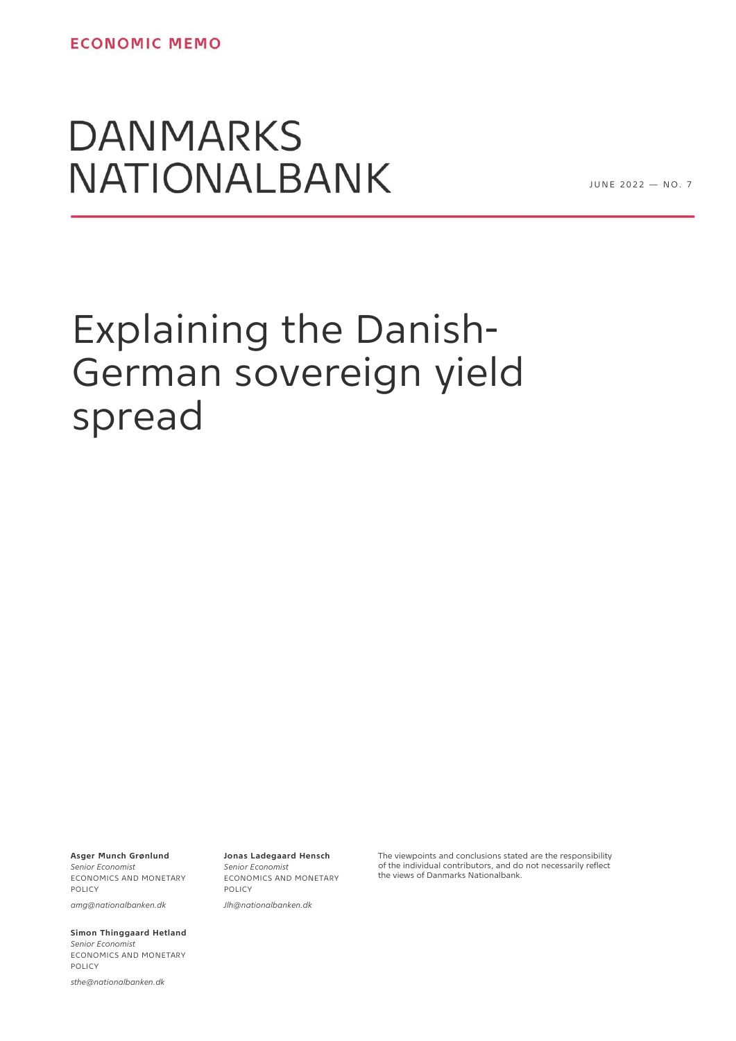ECONOMIC MEMO

DANMARKS NATIONALBANK

JUNE 2022 — NO. 7

# Explaining the Danish-German sovereign yield spread

**Asger Munch Grønlund**
*Senior Economist*
ECONOMICS AND MONETARY POLICY

*amg@nationalbanken.dk*

**Jonas Ladegaard Hensch**
*Senior Economist*
ECONOMICS AND MONETARY POLICY

*Jlh@nationalbanken.dk*

**Simon Thinggaard Hetland**
*Senior Economist*
ECONOMICS AND MONETARY POLICY

*sthe@nationalbanken.dk*

The viewpoints and conclusions stated are the responsibility of the individual contributors, and do not necessarily reflect the views of Danmarks Nationalbank.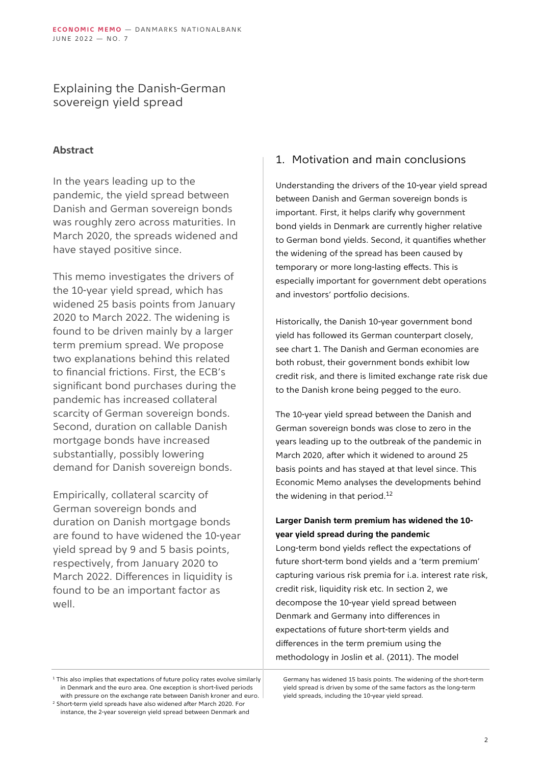# Explaining the Danish-German sovereign yield spread

## Abstract

In the years leading up to the pandemic, the yield spread between Danish and German sovereign bonds was roughly zero across maturities. In March 2020, the spreads widened and have stayed positive since.

This memo investigates the drivers of the 10-year yield spread, which has widened 25 basis points from January 2020 to March 2022. The widening is found to be driven mainly by a larger term premium spread. We propose two explanations behind this related to financial frictions. First, the ECB's significant bond purchases during the pandemic has increased collateral scarcity of German sovereign bonds. Second, duration on callable Danish mortgage bonds have increased substantially, possibly lowering demand for Danish sovereign bonds.

Empirically, collateral scarcity of German sovereign bonds and duration on Danish mortgage bonds are found to have widened the 10-year yield spread by 9 and 5 basis points, respectively, from January 2020 to March 2022. Differences in liquidity is found to be an important factor as well.

## 1. Motivation and main conclusions

Understanding the drivers of the 10-year yield spread between Danish and German sovereign bonds is important. First, it helps clarify why government bond yields in Denmark are currently higher relative to German bond yields. Second, it quantifies whether the widening of the spread has been caused by temporary or more long-lasting effects. This is especially important for government debt operations and investors' portfolio decisions.

Historically, the Danish 10-year government bond yield has followed its German counterpart closely, see chart 1. The Danish and German economies are both robust, their government bonds exhibit low credit risk, and there is limited exchange rate risk due to the Danish krone being pegged to the euro.

The 10-year yield spread between the Danish and German sovereign bonds was close to zero in the years leading up to the outbreak of the pandemic in March 2020, after which it widened to around 25 basis points and has stayed at that level since. This Economic Memo analyses the developments behind the widening in that period.[1][2]

**Larger Danish term premium has widened the 10-year yield spread during the pandemic**

Long-term bond yields reflect the expectations of future short-term bond yields and a 'term premium' capturing various risk premia for i.a. interest rate risk, credit risk, liquidity risk etc. In section 2, we decompose the 10-year yield spread between Denmark and Germany into differences in expectations of future short-term yields and differences in the term premium using the methodology in Joslin et al. (2011). The model

---

[1] This also implies that expectations of future policy rates evolve similarly in Denmark and the euro area. One exception is short-lived periods with pressure on the exchange rate between Danish kroner and euro.

[2] Short-term yield spreads have also widened after March 2020. For instance, the 2-year sovereign yield spread between Denmark and Germany has widened 15 basis points. The widening of the short-term yield spread is driven by some of the same factors as the long-term yield spreads, including the 10-year yield spread.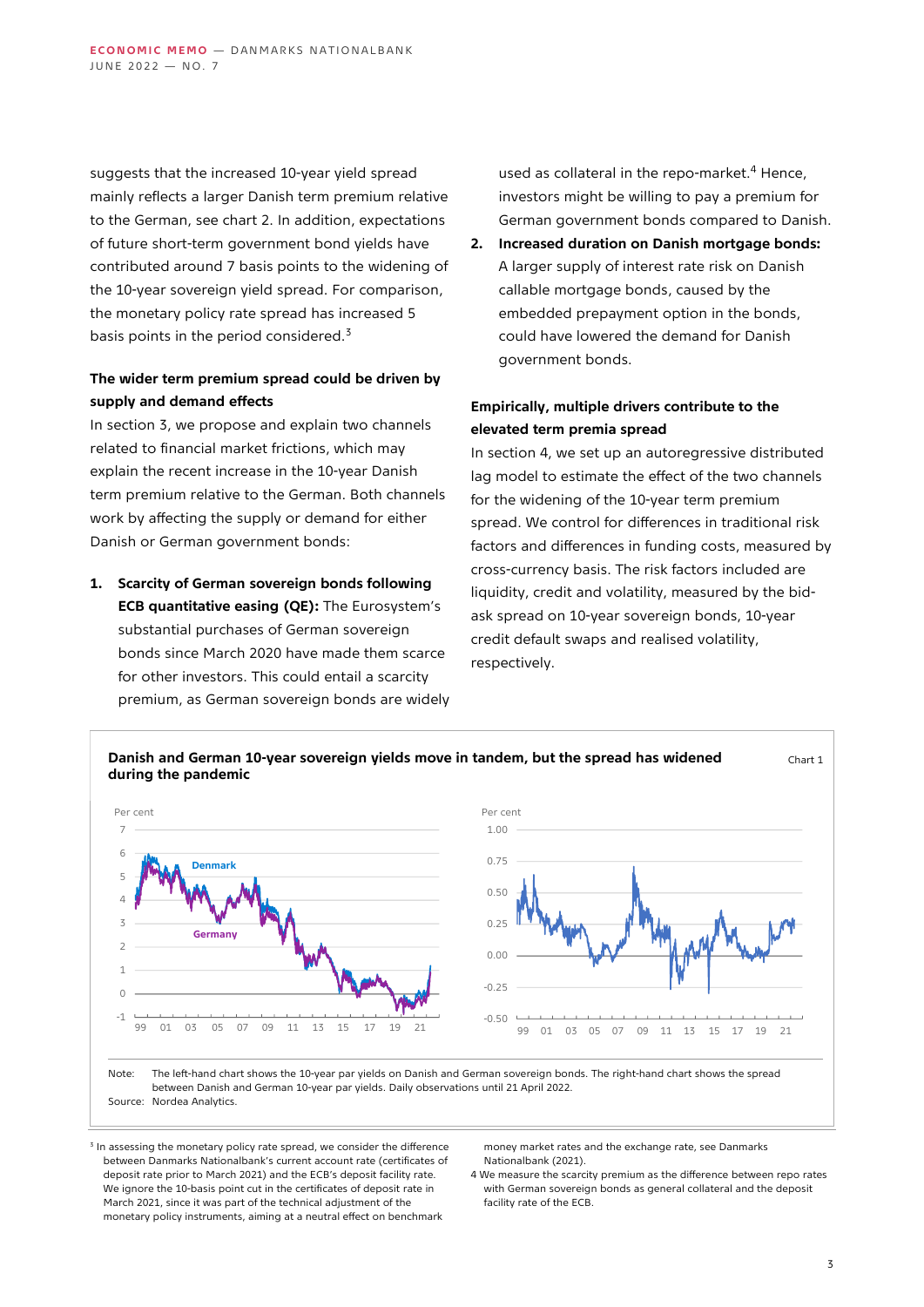suggests that the increased 10-year yield spread mainly reflects a larger Danish term premium relative to the German, see chart 2. In addition, expectations of future short-term government bond yields have contributed around 7 basis points to the widening of the 10-year sovereign yield spread. For comparison, the monetary policy rate spread has increased 5 basis points in the period considered.[3]

### The wider term premium spread could be driven by supply and demand effects

In section 3, we propose and explain two channels related to financial market frictions, which may explain the recent increase in the 10-year Danish term premium relative to the German. Both channels work by affecting the supply or demand for either Danish or German government bonds:

1. **Scarcity of German sovereign bonds following ECB quantitative easing (QE):** The Eurosystem's substantial purchases of German sovereign bonds since March 2020 have made them scarce for other investors. This could entail a scarcity premium, as German sovereign bonds are widely used as collateral in the repo-market.[4] Hence, investors might be willing to pay a premium for German government bonds compared to Danish.
2. **Increased duration on Danish mortgage bonds:** A larger supply of interest rate risk on Danish callable mortgage bonds, caused by the embedded prepayment option in the bonds, could have lowered the demand for Danish government bonds.

### Empirically, multiple drivers contribute to the elevated term premia spread

In section 4, we set up an autoregressive distributed lag model to estimate the effect of the two channels for the widening of the 10-year term premium spread. We control for differences in traditional risk factors and differences in funding costs, measured by cross-currency basis. The risk factors included are liquidity, credit and volatility, measured by the bid-ask spread on 10-year sovereign bonds, 10-year credit default swaps and realised volatility, respectively.

**Danish and German 10-year sovereign yields move in tandem, but the spread has widened during the pandemic** — Chart 1

Note: The left-hand chart shows the 10-year par yields on Danish and German sovereign bonds. The right-hand chart shows the spread between Danish and German 10-year par yields. Daily observations until 21 April 2022.
Source: Nordea Analytics.

---

[3] In assessing the monetary policy rate spread, we consider the difference between Danmarks Nationalbank's current account rate (certificates of deposit rate prior to March 2021) and the ECB's deposit facility rate. We ignore the 10-basis point cut in the certificates of deposit rate in March 2021, since it was part of the technical adjustment of the monetary policy instruments, aiming at a neutral effect on benchmark money market rates and the exchange rate, see Danmarks Nationalbank (2021).

[4] We measure the scarcity premium as the difference between repo rates with German sovereign bonds as general collateral and the deposit facility rate of the ECB.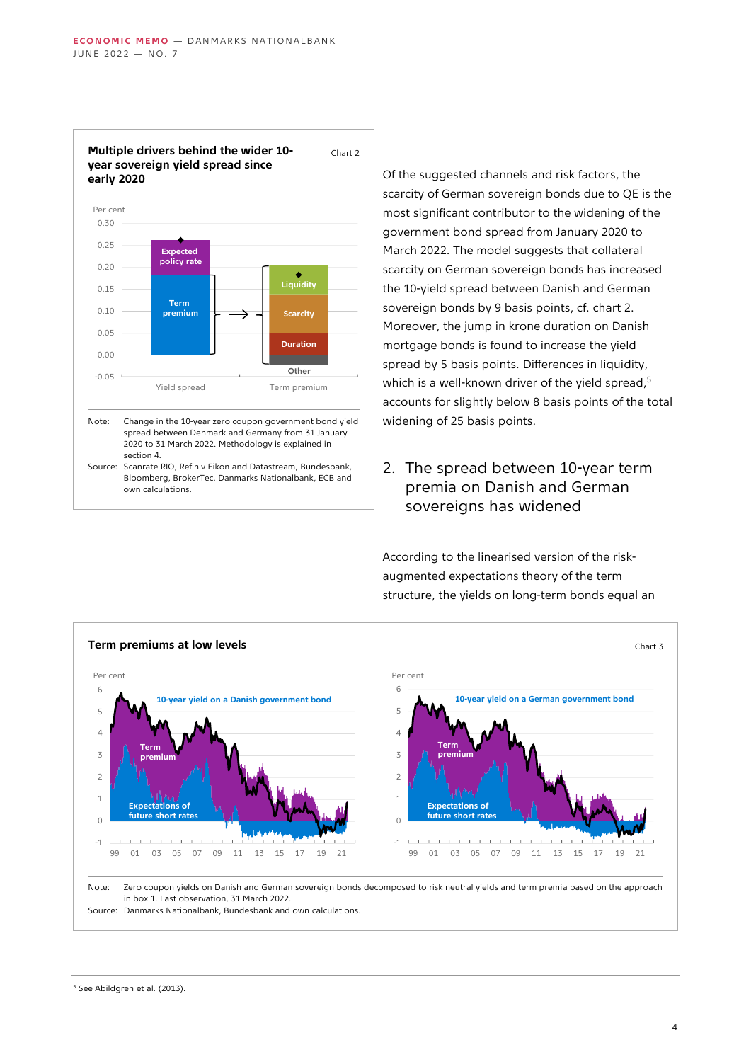**Multiple drivers behind the wider 10-year sovereign yield spread since early 2020**

Chart 2

Note: Change in the 10-year zero coupon government bond yield spread between Denmark and Germany from 31 January 2020 to 31 March 2022. Methodology is explained in section 4.

Source: Scanrate RIO, Refiniv Eikon and Datastream, Bundesbank, Bloomberg, BrokerTec, Danmarks Nationalbank, ECB and own calculations.

Of the suggested channels and risk factors, the scarcity of German sovereign bonds due to QE is the most significant contributor to the widening of the government bond spread from January 2020 to March 2022. The model suggests that collateral scarcity on German sovereign bonds has increased the 10-yield spread between Danish and German sovereign bonds by 9 basis points, cf. chart 2. Moreover, the jump in krone duration on Danish mortgage bonds is found to increase the yield spread by 5 basis points. Differences in liquidity, which is a well-known driver of the yield spread,[5] accounts for slightly below 8 basis points of the total widening of 25 basis points.

## 2. The spread between 10-year term premia on Danish and German sovereigns has widened

According to the linearised version of the risk-augmented expectations theory of the term structure, the yields on long-term bonds equal an

**Term premiums at low levels**

Chart 3

Note: Zero coupon yields on Danish and German sovereign bonds decomposed to risk neutral yields and term premia based on the approach in box 1. Last observation, 31 March 2022.

Source: Danmarks Nationalbank, Bundesbank and own calculations.

[5] See Abildgren et al. (2013).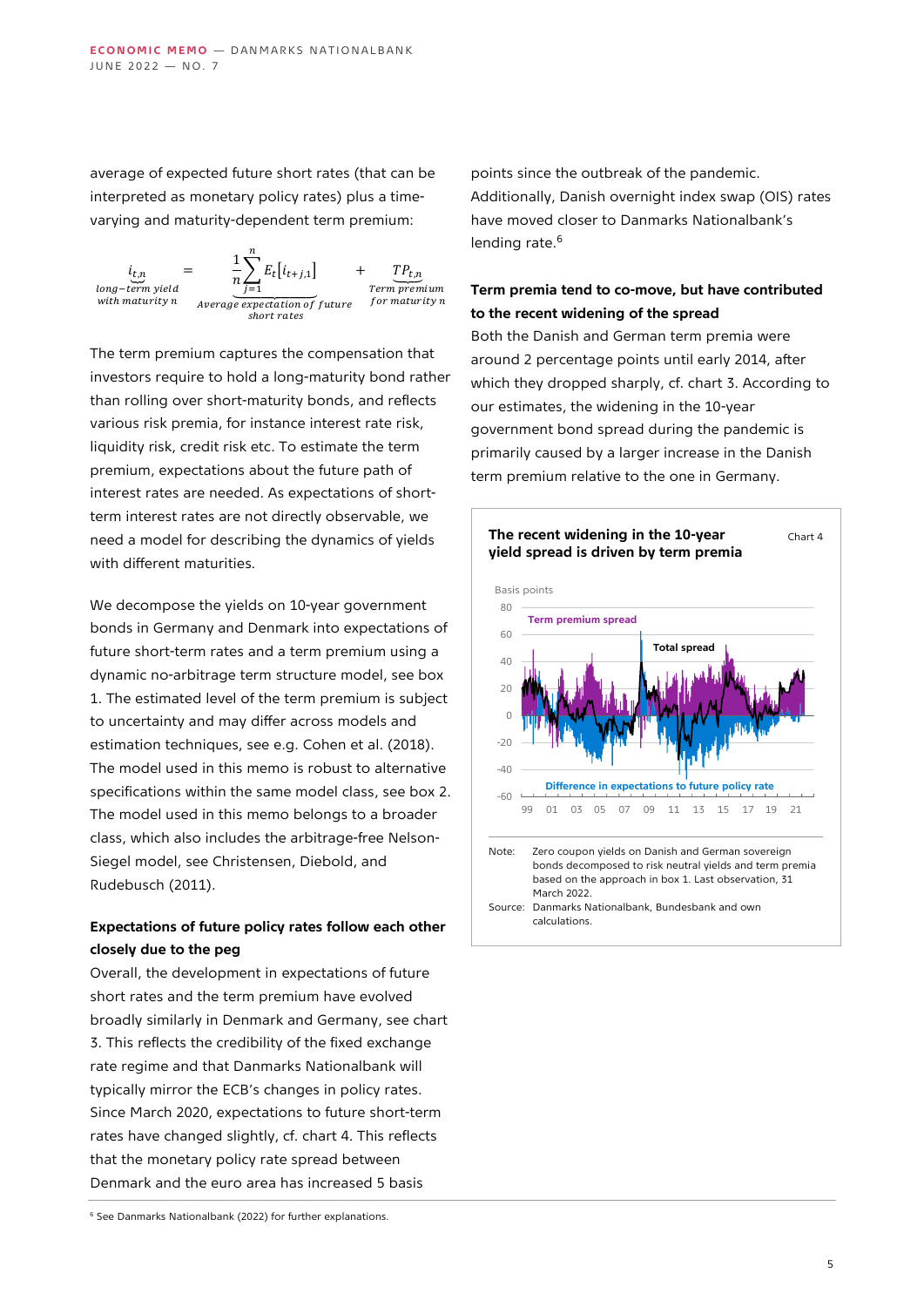average of expected future short rates (that can be interpreted as monetary policy rates) plus a time-varying and maturity-dependent term premium:

$$\underbrace{i_{t,n}}_{\substack{long-term\ yield \\ with\ maturity\ n}} = \underbrace{\frac{1}{n}\sum_{j=1}^{n} E_t\left[i_{t+j,1}\right]}_{\substack{Average\ expectation\ of\ future \\ short\ rates}} + \underbrace{TP_{t,n}}_{\substack{Term\ premium \\ for\ maturity\ n}}$$

The term premium captures the compensation that investors require to hold a long-maturity bond rather than rolling over short-maturity bonds, and reflects various risk premia, for instance interest rate risk, liquidity risk, credit risk etc. To estimate the term premium, expectations about the future path of interest rates are needed. As expectations of short-term interest rates are not directly observable, we need a model for describing the dynamics of yields with different maturities.

We decompose the yields on 10-year government bonds in Germany and Denmark into expectations of future short-term rates and a term premium using a dynamic no-arbitrage term structure model, see box 1. The estimated level of the term premium is subject to uncertainty and may differ across models and estimation techniques, see e.g. Cohen et al. (2018). The model used in this memo is robust to alternative specifications within the same model class, see box 2. The model used in this memo belongs to a broader class, which also includes the arbitrage-free Nelson-Siegel model, see Christensen, Diebold, and Rudebusch (2011).

**Expectations of future policy rates follow each other closely due to the peg**

Overall, the development in expectations of future short rates and the term premium have evolved broadly similarly in Denmark and Germany, see chart 3. This reflects the credibility of the fixed exchange rate regime and that Danmarks Nationalbank will typically mirror the ECB's changes in policy rates. Since March 2020, expectations to future short-term rates have changed slightly, cf. chart 4. This reflects that the monetary policy rate spread between Denmark and the euro area has increased 5 basis points since the outbreak of the pandemic. Additionally, Danish overnight index swap (OIS) rates have moved closer to Danmarks Nationalbank's lending rate.[6]

**Term premia tend to co-move, but have contributed to the recent widening of the spread**

Both the Danish and German term premia were around 2 percentage points until early 2014, after which they dropped sharply, cf. chart 3. According to our estimates, the widening in the 10-year government bond spread during the pandemic is primarily caused by a larger increase in the Danish term premium relative to the one in Germany.

**The recent widening in the 10-year yield spread is driven by term premia** — Chart 4

Basis points

Term premium spread

Total spread

Difference in expectations to future policy rate

Note: Zero coupon yields on Danish and German sovereign bonds decomposed to risk neutral yields and term premia based on the approach in box 1. Last observation, 31 March 2022.

Source: Danmarks Nationalbank, Bundesbank and own calculations.

[6] See Danmarks Nationalbank (2022) for further explanations.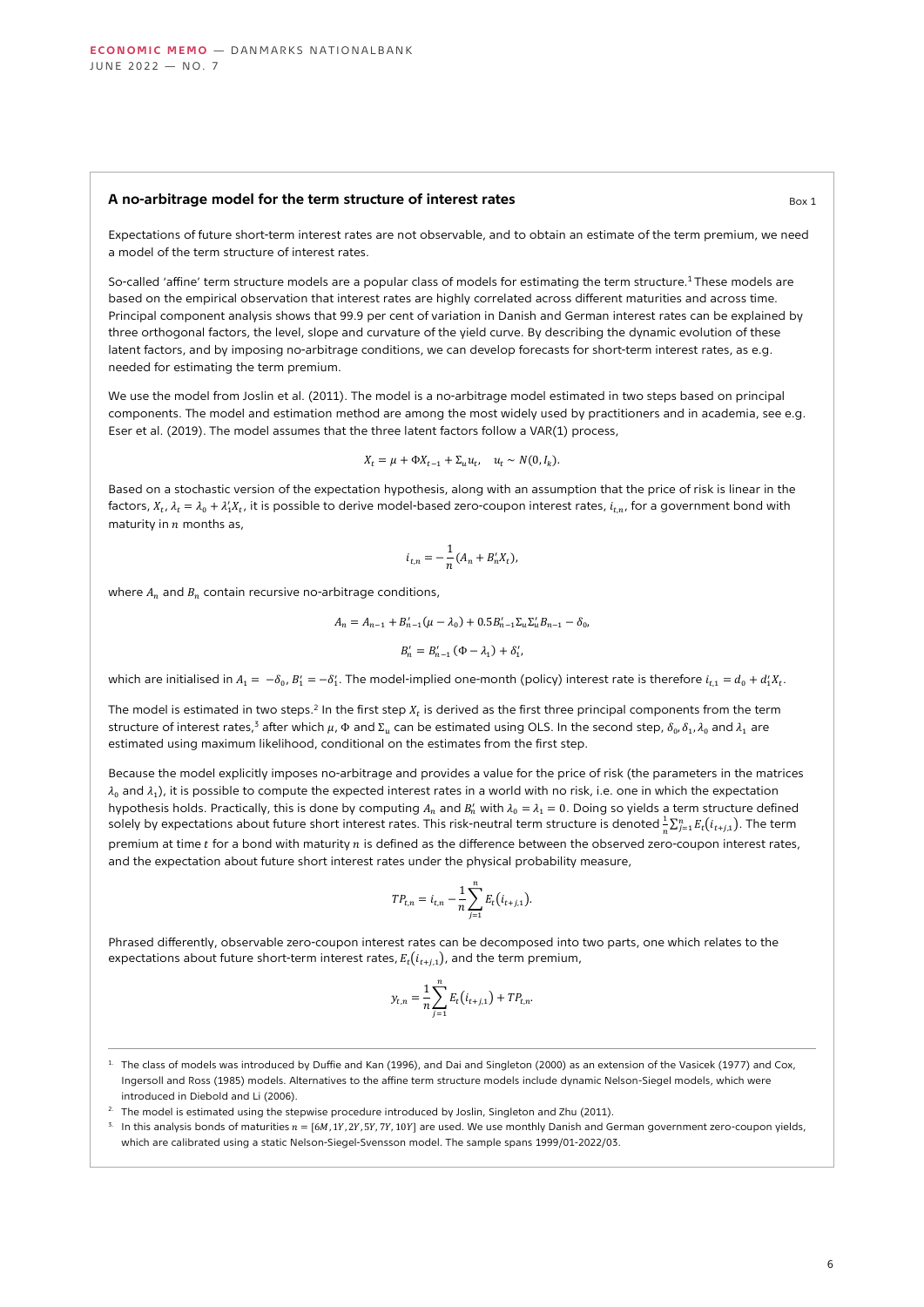### A no-arbitrage model for the term structure of interest rates

Box 1

Expectations of future short-term interest rates are not observable, and to obtain an estimate of the term premium, we need a model of the term structure of interest rates.

So-called 'affine' term structure models are a popular class of models for estimating the term structure.[1] These models are based on the empirical observation that interest rates are highly correlated across different maturities and across time. Principal component analysis shows that 99.9 per cent of variation in Danish and German interest rates can be explained by three orthogonal factors, the level, slope and curvature of the yield curve. By describing the dynamic evolution of these latent factors, and by imposing no-arbitrage conditions, we can develop forecasts for short-term interest rates, as e.g. needed for estimating the term premium.

We use the model from Joslin et al. (2011). The model is a no-arbitrage model estimated in two steps based on principal components. The model and estimation method are among the most widely used by practitioners and in academia, see e.g. Eser et al. (2019). The model assumes that the three latent factors follow a VAR(1) process,

$$X_t = \mu + \Phi X_{t-1} + \Sigma_u u_t, \quad u_t \sim N(0, I_k).$$

Based on a stochastic version of the expectation hypothesis, along with an assumption that the price of risk is linear in the factors, $X_t$, $\lambda_t = \lambda_0 + \lambda_1' X_t$, it is possible to derive model-based zero-coupon interest rates, $i_{t,n}$, for a government bond with maturity in $n$ months as,

$$i_{t,n} = -\frac{1}{n}(A_n + B_n' X_t),$$

where $A_n$ and $B_n$ contain recursive no-arbitrage conditions,

$$A_n = A_{n-1} + B_{n-1}'(\mu - \lambda_0) + 0.5 B_{n-1}' \Sigma_u \Sigma_u' B_{n-1} - \delta_0,$$

$$B_n' = B_{n-1}' (\Phi - \lambda_1) + \delta_1',$$

which are initialised in $A_1 = -\delta_0$, $B_1' = -\delta_1'$. The model-implied one-month (policy) interest rate is therefore $i_{t,1} = d_0 + d_1' X_t$.

The model is estimated in two steps.[2] In the first step $X_t$ is derived as the first three principal components from the term structure of interest rates,[3] after which $\mu$, $\Phi$ and $\Sigma_u$ can be estimated using OLS. In the second step, $\delta_0, \delta_1, \lambda_0$ and $\lambda_1$ are estimated using maximum likelihood, conditional on the estimates from the first step.

Because the model explicitly imposes no-arbitrage and provides a value for the price of risk (the parameters in the matrices $\lambda_0$ and $\lambda_1$), it is possible to compute the expected interest rates in a world with no risk, i.e. one in which the expectation hypothesis holds. Practically, this is done by computing $A_n$ and $B_n'$ with $\lambda_0 = \lambda_1 = 0$. Doing so yields a term structure defined solely by expectations about future short interest rates. This risk-neutral term structure is denoted $\frac{1}{n}\sum_{j=1}^{n} E_t(i_{t+j,1})$. The term premium at time $t$ for a bond with maturity $n$ is defined as the difference between the observed zero-coupon interest rates, and the expectation about future short interest rates under the physical probability measure,

$$TP_{t,n} = i_{t,n} - \frac{1}{n}\sum_{j=1}^{n} E_t(i_{t+j,1}).$$

Phrased differently, observable zero-coupon interest rates can be decomposed into two parts, one which relates to the expectations about future short-term interest rates, $E_t(i_{t+j,1})$, and the term premium,

$$y_{t,n} = \frac{1}{n}\sum_{j=1}^{n} E_t(i_{t+j,1}) + TP_{t,n}.$$

---

[1] The class of models was introduced by Duffie and Kan (1996), and Dai and Singleton (2000) as an extension of the Vasicek (1977) and Cox, Ingersoll and Ross (1985) models. Alternatives to the affine term structure models include dynamic Nelson-Siegel models, which were introduced in Diebold and Li (2006).

[2] The model is estimated using the stepwise procedure introduced by Joslin, Singleton and Zhu (2011).

[3] In this analysis bonds of maturities $n = [6M, 1Y, 2Y, 5Y, 7Y, 10Y]$ are used. We use monthly Danish and German government zero-coupon yields, which are calibrated using a static Nelson-Siegel-Svensson model. The sample spans 1999/01-2022/03.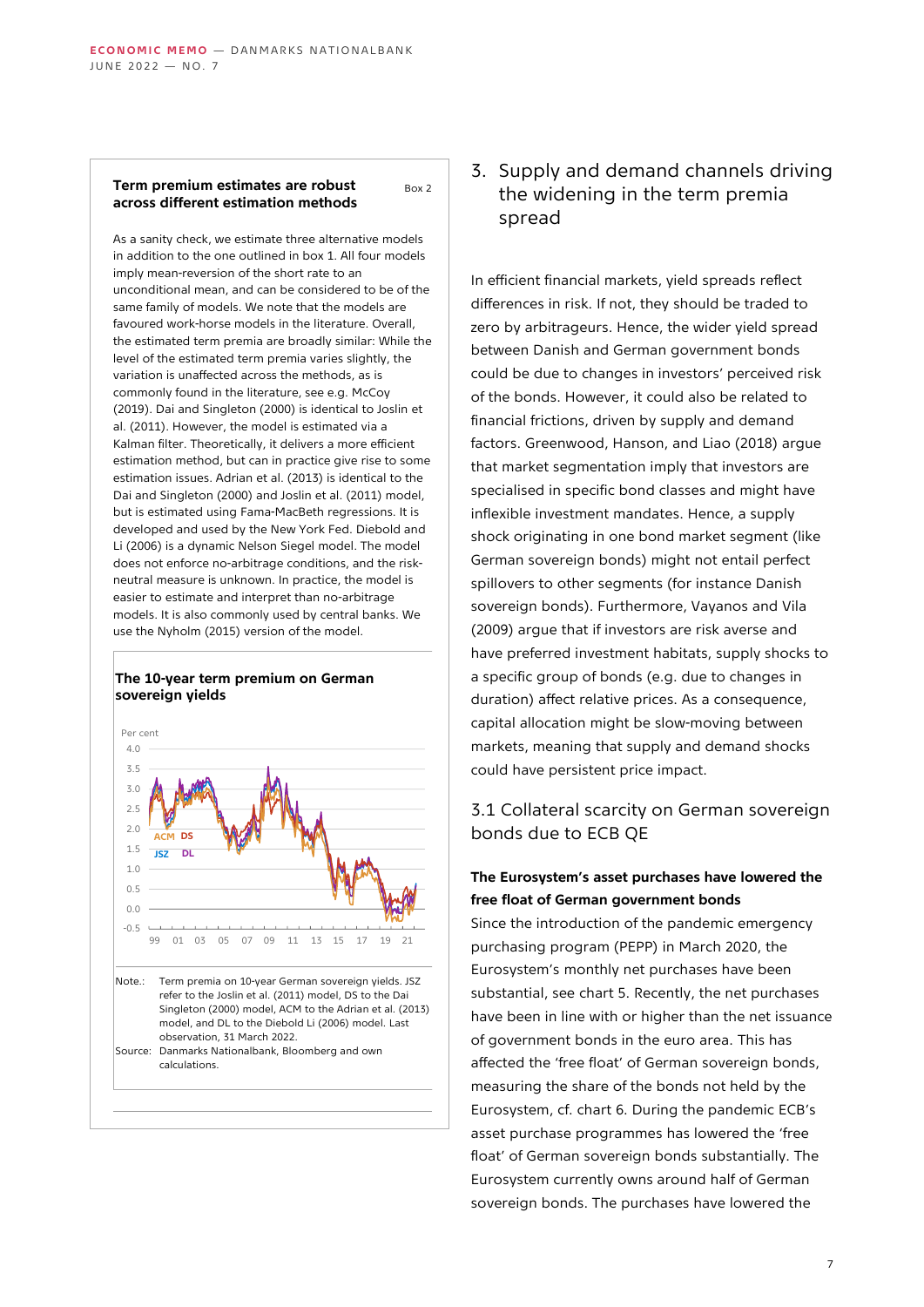**Term premium estimates are robust across different estimation methods** — Box 2

As a sanity check, we estimate three alternative models in addition to the one outlined in box 1. All four models imply mean-reversion of the short rate to an unconditional mean, and can be considered to be of the same family of models. We note that the models are favoured work-horse models in the literature. Overall, the estimated term premia are broadly similar: While the level of the estimated term premia varies slightly, the variation is unaffected across the methods, as is commonly found in the literature, see e.g. McCoy (2019). Dai and Singleton (2000) is identical to Joslin et al. (2011). However, the model is estimated via a Kalman filter. Theoretically, it delivers a more efficient estimation method, but can in practice give rise to some estimation issues. Adrian et al. (2013) is identical to the Dai and Singleton (2000) and Joslin et al. (2011) model, but is estimated using Fama-MacBeth regressions. It is developed and used by the New York Fed. Diebold and Li (2006) is a dynamic Nelson Siegel model. The model does not enforce no-arbitrage conditions, and the risk-neutral measure is unknown. In practice, the model is easier to estimate and interpret than no-arbitrage models. It is also commonly used by central banks. We use the Nyholm (2015) version of the model.

**The 10-year term premium on German sovereign yields**

Note: Term premia on 10-year German sovereign yields. JSZ refer to the Joslin et al. (2011) model, DS to the Dai Singleton (2000) model, ACM to the Adrian et al. (2013) model, and DL to the Diebold Li (2006) model. Last observation, 31 March 2022.

Source: Danmarks Nationalbank, Bloomberg and own calculations.

# 3. Supply and demand channels driving the widening in the term premia spread

In efficient financial markets, yield spreads reflect differences in risk. If not, they should be traded to zero by arbitrageurs. Hence, the wider yield spread between Danish and German government bonds could be due to changes in investors' perceived risk of the bonds. However, it could also be related to financial frictions, driven by supply and demand factors. Greenwood, Hanson, and Liao (2018) argue that market segmentation imply that investors are specialised in specific bond classes and might have inflexible investment mandates. Hence, a supply shock originating in one bond market segment (like German sovereign bonds) might not entail perfect spillovers to other segments (for instance Danish sovereign bonds). Furthermore, Vayanos and Vila (2009) argue that if investors are risk averse and have preferred investment habitats, supply shocks to a specific group of bonds (e.g. due to changes in duration) affect relative prices. As a consequence, capital allocation might be slow-moving between markets, meaning that supply and demand shocks could have persistent price impact.

## 3.1 Collateral scarcity on German sovereign bonds due to ECB QE

**The Eurosystem's asset purchases have lowered the free float of German government bonds**

Since the introduction of the pandemic emergency purchasing program (PEPP) in March 2020, the Eurosystem's monthly net purchases have been substantial, see chart 5. Recently, the net purchases have been in line with or higher than the net issuance of government bonds in the euro area. This has affected the 'free float' of German sovereign bonds, measuring the share of the bonds not held by the Eurosystem, cf. chart 6. During the pandemic ECB's asset purchase programmes has lowered the 'free float' of German sovereign bonds substantially. The Eurosystem currently owns around half of German sovereign bonds. The purchases have lowered the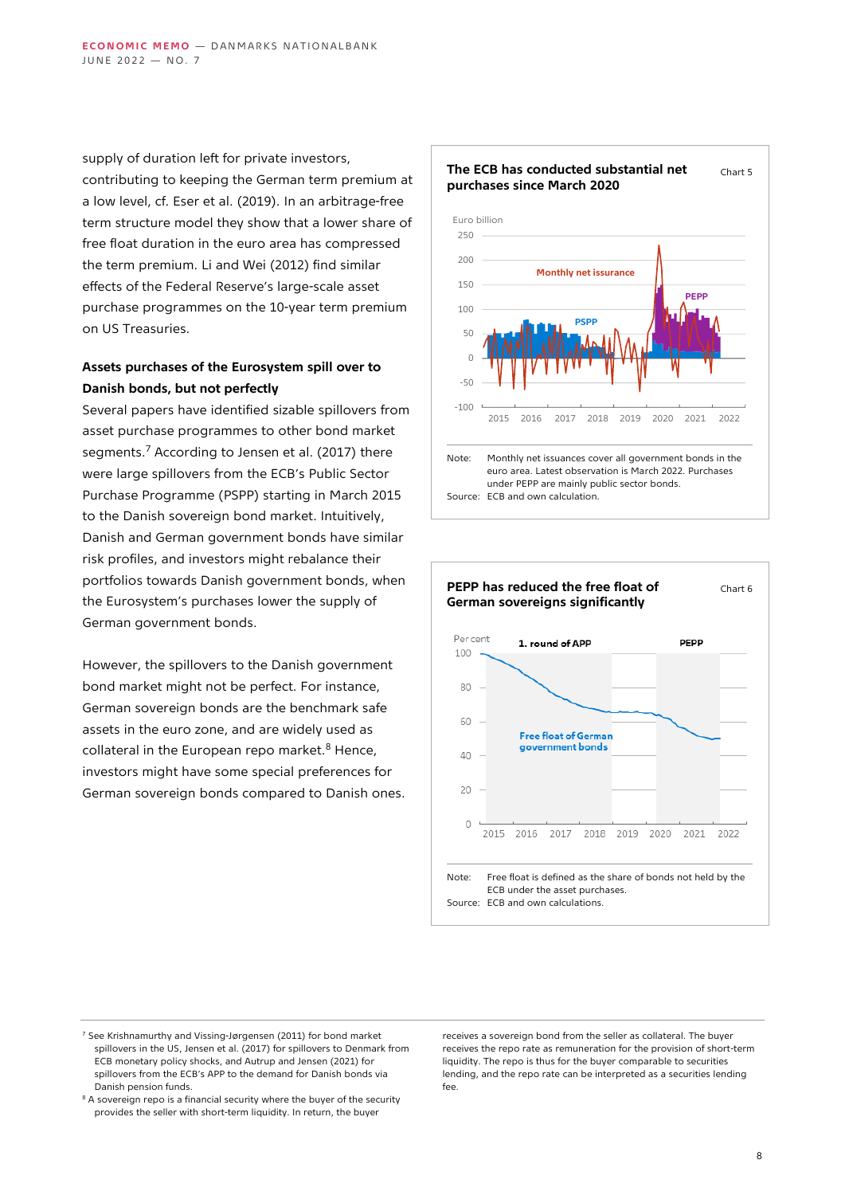supply of duration left for private investors, contributing to keeping the German term premium at a low level, cf. Eser et al. (2019). In an arbitrage-free term structure model they show that a lower share of free float duration in the euro area has compressed the term premium. Li and Wei (2012) find similar effects of the Federal Reserve's large-scale asset purchase programmes on the 10-year term premium on US Treasuries.

**Assets purchases of the Eurosystem spill over to Danish bonds, but not perfectly**

Several papers have identified sizable spillovers from asset purchase programmes to other bond market segments.[7] According to Jensen et al. (2017) there were large spillovers from the ECB's Public Sector Purchase Programme (PSPP) starting in March 2015 to the Danish sovereign bond market. Intuitively, Danish and German government bonds have similar risk profiles, and investors might rebalance their portfolios towards Danish government bonds, when the Eurosystem's purchases lower the supply of German government bonds.

However, the spillovers to the Danish government bond market might not be perfect. For instance, German sovereign bonds are the benchmark safe assets in the euro zone, and are widely used as collateral in the European repo market.[8] Hence, investors might have some special preferences for German sovereign bonds compared to Danish ones.

**The ECB has conducted substantial net purchases since March 2020** — Chart 5

Note: Monthly net issuances cover all government bonds in the euro area. Latest observation is March 2022. Purchases under PEPP are mainly public sector bonds.
Source: ECB and own calculation.

**PEPP has reduced the free float of German sovereigns significantly** — Chart 6

Note: Free float is defined as the share of bonds not held by the ECB under the asset purchases.
Source: ECB and own calculations.

[7] See Krishnamurthy and Vissing-Jørgensen (2011) for bond market spillovers in the US, Jensen et al. (2017) for spillovers to Denmark from ECB monetary policy shocks, and Autrup and Jensen (2021) for spillovers from the ECB's APP to the demand for Danish bonds via Danish pension funds.

[8] A sovereign repo is a financial security where the buyer of the security provides the seller with short-term liquidity. In return, the buyer receives a sovereign bond from the seller as collateral. The buyer receives the repo rate as remuneration for the provision of short-term liquidity. The repo is thus for the buyer comparable to securities lending, and the repo rate can be interpreted as a securities lending fee.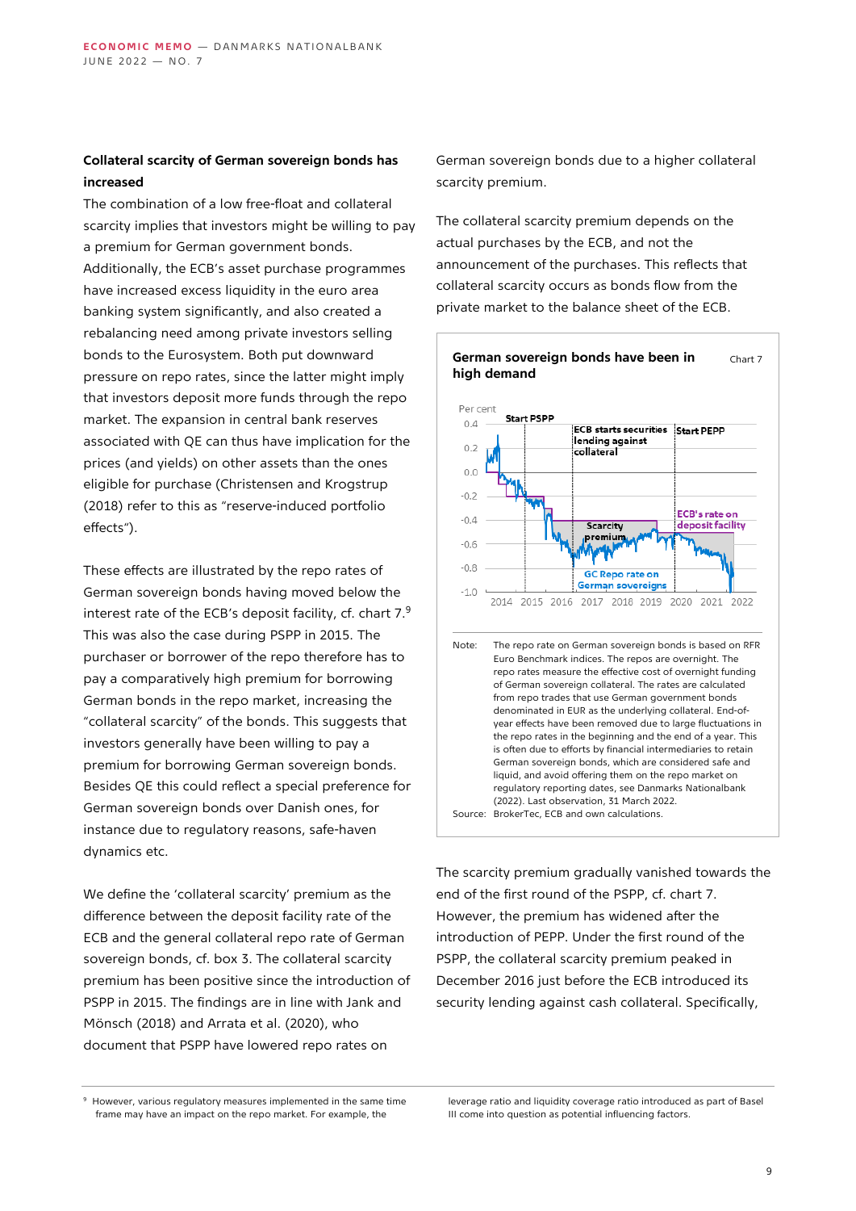### Collateral scarcity of German sovereign bonds has increased

The combination of a low free-float and collateral scarcity implies that investors might be willing to pay a premium for German government bonds. Additionally, the ECB's asset purchase programmes have increased excess liquidity in the euro area banking system significantly, and also created a rebalancing need among private investors selling bonds to the Eurosystem. Both put downward pressure on repo rates, since the latter might imply that investors deposit more funds through the repo market. The expansion in central bank reserves associated with QE can thus have implication for the prices (and yields) on other assets than the ones eligible for purchase (Christensen and Krogstrup (2018) refer to this as "reserve-induced portfolio effects").

These effects are illustrated by the repo rates of German sovereign bonds having moved below the interest rate of the ECB's deposit facility, cf. chart 7.[9] This was also the case during PSPP in 2015. The purchaser or borrower of the repo therefore has to pay a comparatively high premium for borrowing German bonds in the repo market, increasing the "collateral scarcity" of the bonds. This suggests that investors generally have been willing to pay a premium for borrowing German sovereign bonds. Besides QE this could reflect a special preference for German sovereign bonds over Danish ones, for instance due to regulatory reasons, safe-haven dynamics etc.

We define the 'collateral scarcity' premium as the difference between the deposit facility rate of the ECB and the general collateral repo rate of German sovereign bonds, cf. box 3. The collateral scarcity premium has been positive since the introduction of PSPP in 2015. The findings are in line with Jank and Mönsch (2018) and Arrata et al. (2020), who document that PSPP have lowered repo rates on German sovereign bonds due to a higher collateral scarcity premium.

The collateral scarcity premium depends on the actual purchases by the ECB, and not the announcement of the purchases. This reflects that collateral scarcity occurs as bonds flow from the private market to the balance sheet of the ECB.

**German sovereign bonds have been in high demand** — Chart 7

Note: The repo rate on German sovereign bonds is based on RFR Euro Benchmark indices. The repos are overnight. The repo rates measure the effective cost of overnight funding of German sovereign collateral. The rates are calculated from repo trades that use German government bonds denominated in EUR as the underlying collateral. End-of-year effects have been removed due to large fluctuations in the repo rates in the beginning and the end of a year. This is often due to efforts by financial intermediaries to retain German sovereign bonds, which are considered safe and liquid, and avoid offering them on the repo market on regulatory reporting dates, see Danmarks Nationalbank (2022). Last observation, 31 March 2022.

Source: BrokerTec, ECB and own calculations.

The scarcity premium gradually vanished towards the end of the first round of the PSPP, cf. chart 7. However, the premium has widened after the introduction of PEPP. Under the first round of the PSPP, the collateral scarcity premium peaked in December 2016 just before the ECB introduced its security lending against cash collateral. Specifically,

[9] However, various regulatory measures implemented in the same time frame may have an impact on the repo market. For example, the leverage ratio and liquidity coverage ratio introduced as part of Basel III come into question as potential influencing factors.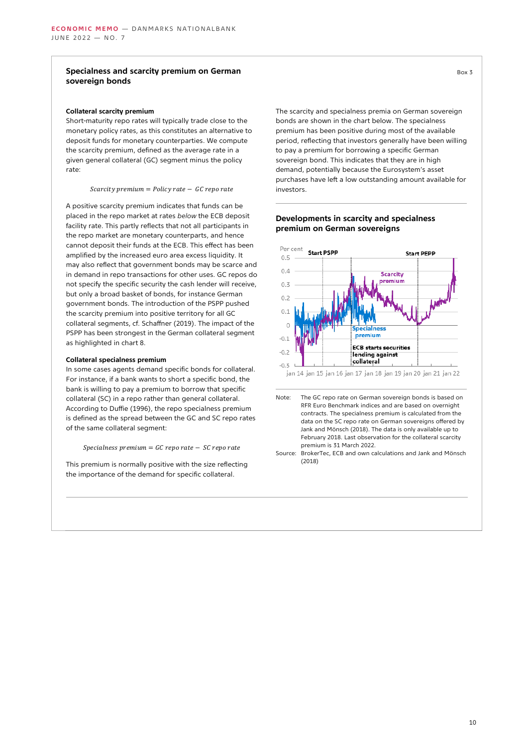Box 3

## Specialness and scarcity premium on German sovereign bonds

### Collateral scarcity premium

Short-maturity repo rates will typically trade close to the monetary policy rates, as this constitutes an alternative to deposit funds for monetary counterparties. We compute the scarcity premium, defined as the average rate in a given general collateral (GC) segment minus the policy rate:

$$\text{Scarcity premium} = \text{Policy rate} - \text{GC repo rate}$$

A positive scarcity premium indicates that funds can be placed in the repo market at rates *below* the ECB deposit facility rate. This partly reflects that not all participants in the repo market are monetary counterparts, and hence cannot deposit their funds at the ECB. This effect has been amplified by the increased euro area excess liquidity. It may also reflect that government bonds may be scarce and in demand in repo transactions for other uses. GC repos do not specify the specific security the cash lender will receive, but only a broad basket of bonds, for instance German government bonds. The introduction of the PSPP pushed the scarcity premium into positive territory for all GC collateral segments, cf. Schaffner (2019). The impact of the PSPP has been strongest in the German collateral segment as highlighted in chart 8.

### Collateral specialness premium

In some cases agents demand specific bonds for collateral. For instance, if a bank wants to short a specific bond, the bank is willing to pay a premium to borrow that specific collateral (SC) in a repo rather than general collateral. According to Duffie (1996), the repo specialness premium is defined as the spread between the GC and SC repo rates of the same collateral segment:

$$\text{Specialness premium} = \text{GC repo rate} - \text{SC repo rate}$$

This premium is normally positive with the size reflecting the importance of the demand for specific collateral.

The scarcity and specialness premia on German sovereign bonds are shown in the chart below. The specialness premium has been positive during most of the available period, reflecting that investors generally have been willing to pay a premium for borrowing a specific German sovereign bond. This indicates that they are in high demand, potentially because the Eurosystem's asset purchases have left a low outstanding amount available for investors.

### Developments in scarcity and specialness premium on German sovereigns

Note: The GC repo rate on German sovereign bonds is based on RFR Euro Benchmark indices and are based on overnight contracts. The specialness premium is calculated from the data on the SC repo rate on German sovereigns offered by Jank and Mönsch (2018). The data is only available up to February 2018. Last observation for the collateral scarcity premium is 31 March 2022.

Source: BrokerTec, ECB and own calculations and Jank and Mönsch (2018)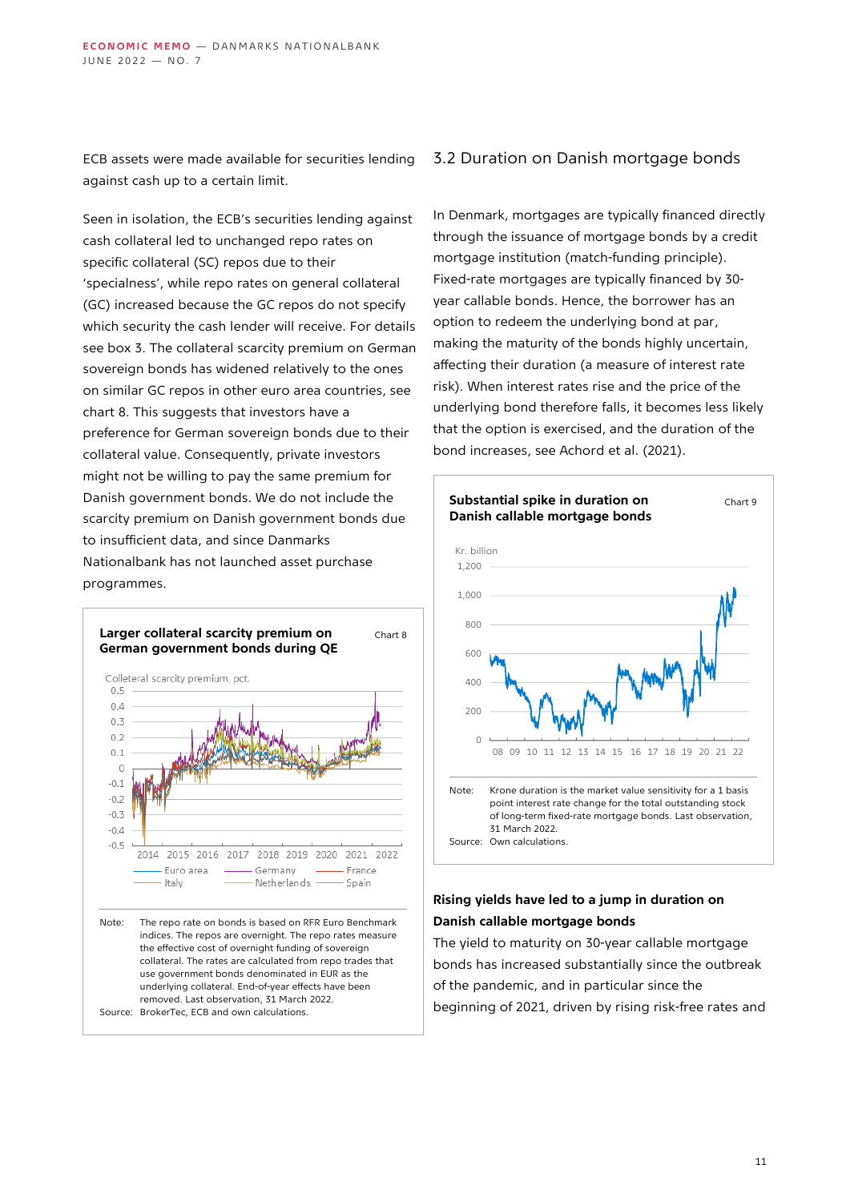ECB assets were made available for securities lending against cash up to a certain limit.

Seen in isolation, the ECB's securities lending against cash collateral led to unchanged repo rates on specific collateral (SC) repos due to their 'specialness', while repo rates on general collateral (GC) increased because the GC repos do not specify which security the cash lender will receive. For details see box 3. The collateral scarcity premium on German sovereign bonds has widened relatively to the ones on similar GC repos in other euro area countries, see chart 8. This suggests that investors have a preference for German sovereign bonds due to their collateral value. Consequently, private investors might not be willing to pay the same premium for Danish government bonds. We do not include the scarcity premium on Danish government bonds due to insufficient data, and since Danmarks Nationalbank has not launched asset purchase programmes.

**Larger collateral scarcity premium on German government bonds during QE** — Chart 8

Note: The repo rate on bonds is based on RFR Euro Benchmark indices. The repos are overnight. The repo rates measure the effective cost of overnight funding of sovereign collateral. The rates are calculated from repo trades that use government bonds denominated in EUR as the underlying collateral. End-of-year effects have been removed. Last observation, 31 March 2022.
Source: BrokerTec, ECB and own calculations.

## 3.2 Duration on Danish mortgage bonds

In Denmark, mortgages are typically financed directly through the issuance of mortgage bonds by a credit mortgage institution (match-funding principle). Fixed-rate mortgages are typically financed by 30-year callable bonds. Hence, the borrower has an option to redeem the underlying bond at par, making the maturity of the bonds highly uncertain, affecting their duration (a measure of interest rate risk). When interest rates rise and the price of the underlying bond therefore falls, it becomes less likely that the option is exercised, and the duration of the bond increases, see Achord et al. (2021).

**Substantial spike in duration on Danish callable mortgage bonds** — Chart 9

Note: Krone duration is the market value sensitivity for a 1 basis point interest rate change for the total outstanding stock of long-term fixed-rate mortgage bonds. Last observation, 31 March 2022.
Source: Own calculations.

**Rising yields have led to a jump in duration on Danish callable mortgage bonds**

The yield to maturity on 30-year callable mortgage bonds has increased substantially since the outbreak of the pandemic, and in particular since the beginning of 2021, driven by rising risk-free rates and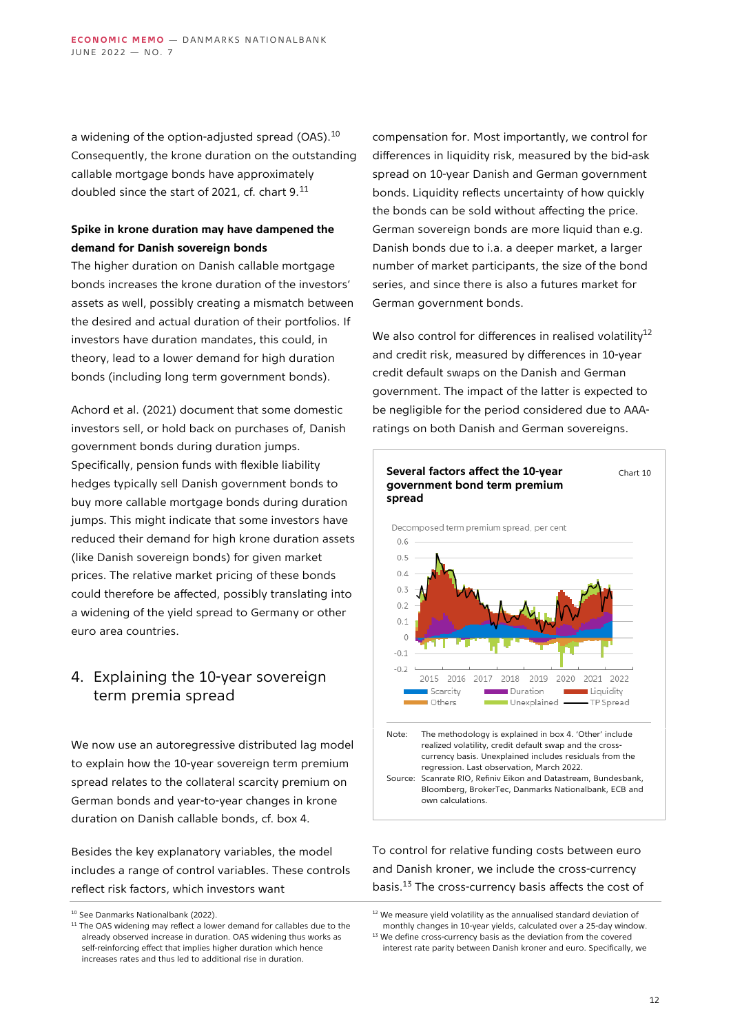a widening of the option-adjusted spread (OAS).[10] Consequently, the krone duration on the outstanding callable mortgage bonds have approximately doubled since the start of 2021, cf. chart 9.[11]

**Spike in krone duration may have dampened the demand for Danish sovereign bonds**

The higher duration on Danish callable mortgage bonds increases the krone duration of the investors' assets as well, possibly creating a mismatch between the desired and actual duration of their portfolios. If investors have duration mandates, this could, in theory, lead to a lower demand for high duration bonds (including long term government bonds).

Achord et al. (2021) document that some domestic investors sell, or hold back on purchases of, Danish government bonds during duration jumps. Specifically, pension funds with flexible liability hedges typically sell Danish government bonds to buy more callable mortgage bonds during duration jumps. This might indicate that some investors have reduced their demand for high krone duration assets (like Danish sovereign bonds) for given market prices. The relative market pricing of these bonds could therefore be affected, possibly translating into a widening of the yield spread to Germany or other euro area countries.

## 4. Explaining the 10-year sovereign term premia spread

We now use an autoregressive distributed lag model to explain how the 10-year sovereign term premium spread relates to the collateral scarcity premium on German bonds and year-to-year changes in krone duration on Danish callable bonds, cf. box 4.

Besides the key explanatory variables, the model includes a range of control variables. These controls reflect risk factors, which investors want compensation for. Most importantly, we control for differences in liquidity risk, measured by the bid-ask spread on 10-year Danish and German government bonds. Liquidity reflects uncertainty of how quickly the bonds can be sold without affecting the price. German sovereign bonds are more liquid than e.g. Danish bonds due to i.a. a deeper market, a larger number of market participants, the size of the bond series, and since there is also a futures market for German government bonds.

We also control for differences in realised volatility[12] and credit risk, measured by differences in 10-year credit default swaps on the Danish and German government. The impact of the latter is expected to be negligible for the period considered due to AAA-ratings on both Danish and German sovereigns.

**Several factors affect the 10-year government bond term premium spread** — Chart 10

Decomposed term premium spread, per cent

Note: The methodology is explained in box 4. 'Other' include realized volatility, credit default swap and the cross-currency basis. Unexplained includes residuals from the regression. Last observation, March 2022.

Source: Scanrate RIO, Refiniv Eikon and Datastream, Bundesbank, Bloomberg, BrokerTec, Danmarks Nationalbank, ECB and own calculations.

To control for relative funding costs between euro and Danish kroner, we include the cross-currency basis.[13] The cross-currency basis affects the cost of

---

[10] See Danmarks Nationalbank (2022).

[11] The OAS widening may reflect a lower demand for callables due to the already observed increase in duration. OAS widening thus works as self-reinforcing effect that implies higher duration which hence increases rates and thus led to additional rise in duration.

[12] We measure yield volatility as the annualised standard deviation of monthly changes in 10-year yields, calculated over a 25-day window.

[13] We define cross-currency basis as the deviation from the covered interest rate parity between Danish kroner and euro. Specifically, we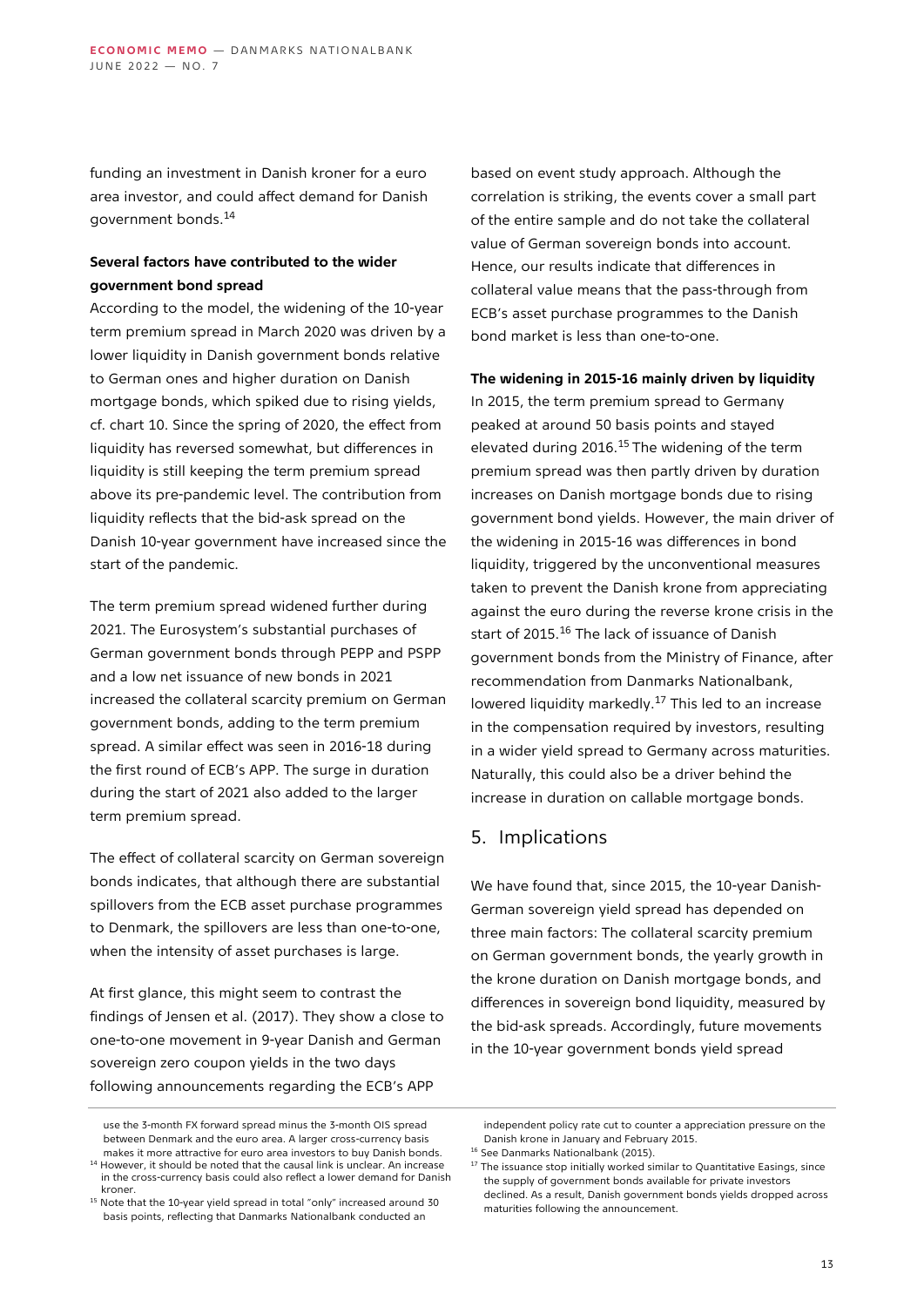funding an investment in Danish kroner for a euro area investor, and could affect demand for Danish government bonds.[14]

**Several factors have contributed to the wider government bond spread**

According to the model, the widening of the 10-year term premium spread in March 2020 was driven by a lower liquidity in Danish government bonds relative to German ones and higher duration on Danish mortgage bonds, which spiked due to rising yields, cf. chart 10. Since the spring of 2020, the effect from liquidity has reversed somewhat, but differences in liquidity is still keeping the term premium spread above its pre-pandemic level. The contribution from liquidity reflects that the bid-ask spread on the Danish 10-year government have increased since the start of the pandemic.

The term premium spread widened further during 2021. The Eurosystem's substantial purchases of German government bonds through PEPP and PSPP and a low net issuance of new bonds in 2021 increased the collateral scarcity premium on German government bonds, adding to the term premium spread. A similar effect was seen in 2016-18 during the first round of ECB's APP. The surge in duration during the start of 2021 also added to the larger term premium spread.

The effect of collateral scarcity on German sovereign bonds indicates, that although there are substantial spillovers from the ECB asset purchase programmes to Denmark, the spillovers are less than one-to-one, when the intensity of asset purchases is large.

At first glance, this might seem to contrast the findings of Jensen et al. (2017). They show a close to one-to-one movement in 9-year Danish and German sovereign zero coupon yields in the two days following announcements regarding the ECB's APP based on event study approach. Although the correlation is striking, the events cover a small part of the entire sample and do not take the collateral value of German sovereign bonds into account. Hence, our results indicate that differences in collateral value means that the pass-through from ECB's asset purchase programmes to the Danish bond market is less than one-to-one.

**The widening in 2015-16 mainly driven by liquidity**

In 2015, the term premium spread to Germany peaked at around 50 basis points and stayed elevated during 2016.[15] The widening of the term premium spread was then partly driven by duration increases on Danish mortgage bonds due to rising government bond yields. However, the main driver of the widening in 2015-16 was differences in bond liquidity, triggered by the unconventional measures taken to prevent the Danish krone from appreciating against the euro during the reverse krone crisis in the start of 2015.[16] The lack of issuance of Danish government bonds from the Ministry of Finance, after recommendation from Danmarks Nationalbank, lowered liquidity markedly.[17] This led to an increase in the compensation required by investors, resulting in a wider yield spread to Germany across maturities. Naturally, this could also be a driver behind the increase in duration on callable mortgage bonds.

## 5. Implications

We have found that, since 2015, the 10-year Danish-German sovereign yield spread has depended on three main factors: The collateral scarcity premium on German government bonds, the yearly growth in the krone duration on Danish mortgage bonds, and differences in sovereign bond liquidity, measured by the bid-ask spreads. Accordingly, future movements in the 10-year government bonds yield spread

---

use the 3-month FX forward spread minus the 3-month OIS spread between Denmark and the euro area. A larger cross-currency basis makes it more attractive for euro area investors to buy Danish bonds.

[14] However, it should be noted that the causal link is unclear. An increase in the cross-currency basis could also reflect a lower demand for Danish kroner.

[15] Note that the 10-year yield spread in total "only" increased around 30 basis points, reflecting that Danmarks Nationalbank conducted an independent policy rate cut to counter a appreciation pressure on the Danish krone in January and February 2015.

[16] See Danmarks Nationalbank (2015).

[17] The issuance stop initially worked similar to Quantitative Easings, since the supply of government bonds available for private investors declined. As a result, Danish government bonds yields dropped across maturities following the announcement.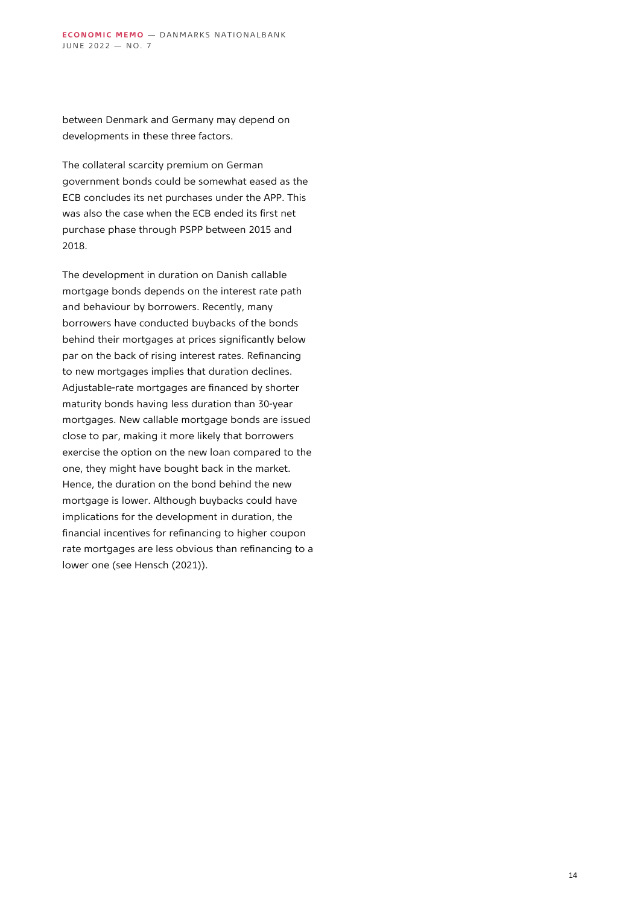between Denmark and Germany may depend on developments in these three factors.

The collateral scarcity premium on German government bonds could be somewhat eased as the ECB concludes its net purchases under the APP. This was also the case when the ECB ended its first net purchase phase through PSPP between 2015 and 2018.

The development in duration on Danish callable mortgage bonds depends on the interest rate path and behaviour by borrowers. Recently, many borrowers have conducted buybacks of the bonds behind their mortgages at prices significantly below par on the back of rising interest rates. Refinancing to new mortgages implies that duration declines. Adjustable-rate mortgages are financed by shorter maturity bonds having less duration than 30-year mortgages. New callable mortgage bonds are issued close to par, making it more likely that borrowers exercise the option on the new loan compared to the one, they might have bought back in the market. Hence, the duration on the bond behind the new mortgage is lower. Although buybacks could have implications for the development in duration, the financial incentives for refinancing to higher coupon rate mortgages are less obvious than refinancing to a lower one (see Hensch (2021)).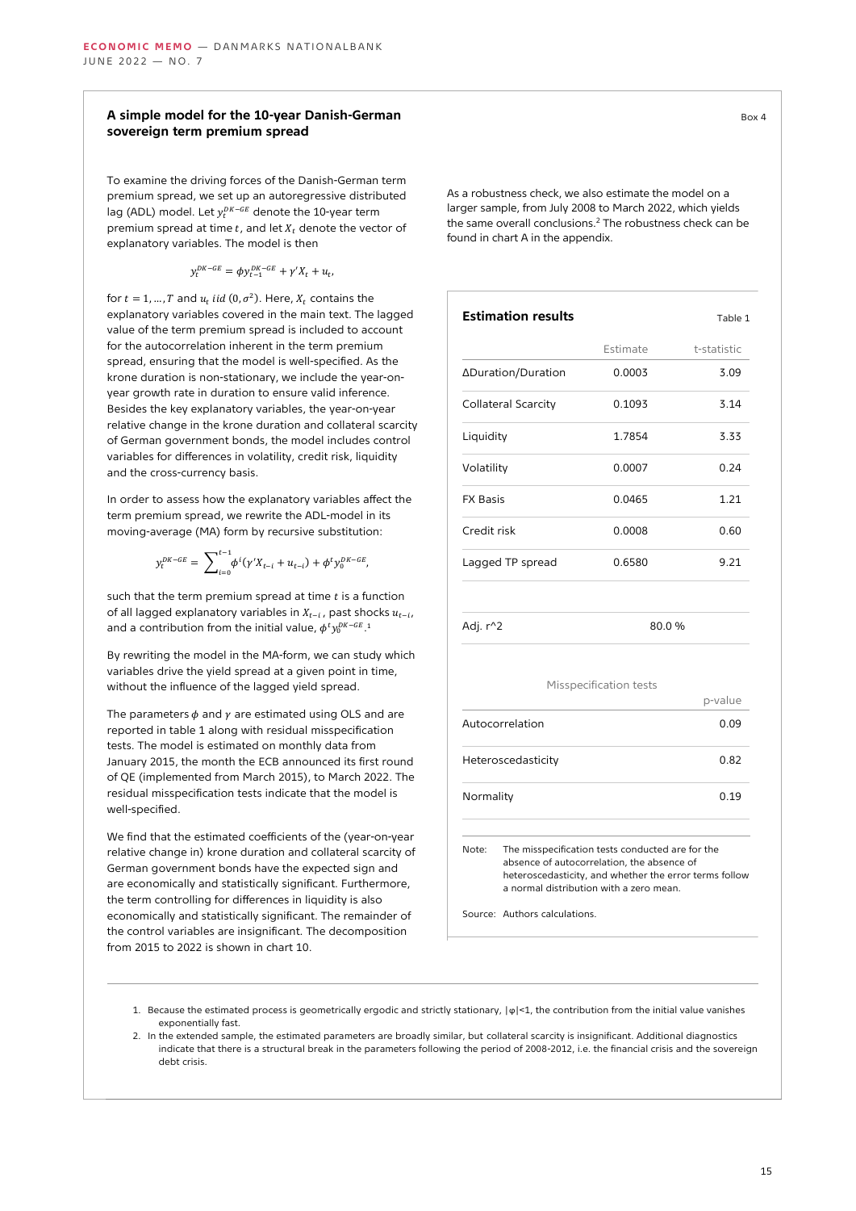### A simple model for the 10-year Danish-German sovereign term premium spread

Box 4

To examine the driving forces of the Danish-German term premium spread, we set up an autoregressive distributed lag (ADL) model. Let $y_t^{DK-GE}$ denote the 10-year term premium spread at time $t$, and let $X_t$ denote the vector of explanatory variables. The model is then

$$y_t^{DK-GE} = \phi y_{t-1}^{DK-GE} + \gamma' X_t + u_t,$$

for $t = 1, \ldots, T$ and $u_t$ $iid$ $(0, \sigma^2)$. Here, $X_t$ contains the explanatory variables covered in the main text. The lagged value of the term premium spread is included to account for the autocorrelation inherent in the term premium spread, ensuring that the model is well-specified. As the krone duration is non-stationary, we include the year-on-year growth rate in duration to ensure valid inference. Besides the key explanatory variables, the year-on-year relative change in the krone duration and collateral scarcity of German government bonds, the model includes control variables for differences in volatility, credit risk, liquidity and the cross-currency basis.

In order to assess how the explanatory variables affect the term premium spread, we rewrite the ADL-model in its moving-average (MA) form by recursive substitution:

$$y_t^{DK-GE} = \sum_{i=0}^{t-1} \phi^i (\gamma' X_{t-i} + u_{t-i}) + \phi^t y_0^{DK-GE},$$

such that the term premium spread at time $t$ is a function of all lagged explanatory variables in $X_{t-i}$, past shocks $u_{t-i}$, and a contribution from the initial value, $\phi^t y_0^{DK-GE}$.[1]

By rewriting the model in the MA-form, we can study which variables drive the yield spread at a given point in time, without the influence of the lagged yield spread.

The parameters $\phi$ and $\gamma$ are estimated using OLS and are reported in table 1 along with residual misspecification tests. The model is estimated on monthly data from January 2015, the month the ECB announced its first round of QE (implemented from March 2015), to March 2022. The residual misspecification tests indicate that the model is well-specified.

We find that the estimated coefficients of the (year-on-year relative change in) krone duration and collateral scarcity of German government bonds have the expected sign and are economically and statistically significant. Furthermore, the term controlling for differences in liquidity is also economically and statistically significant. The remainder of the control variables are insignificant. The decomposition from 2015 to 2022 is shown in chart 10.

As a robustness check, we also estimate the model on a larger sample, from July 2008 to March 2022, which yields the same overall conclusions.[2] The robustness check can be found in chart A in the appendix.

**Estimation results** — Table 1

| | Estimate | t-statistic |
|---|---|---|
| ΔDuration/Duration | 0.0003 | 3.09 |
| Collateral Scarcity | 0.1093 | 3.14 |
| Liquidity | 1.7854 | 3.33 |
| Volatility | 0.0007 | 0.24 |
| FX Basis | 0.0465 | 1.21 |
| Credit risk | 0.0008 | 0.60 |
| Lagged TP spread | 0.6580 | 9.21 |
| Adj. r^2 | 80.0 % | |

Misspecification tests

| | p-value |
|---|---|
| Autocorrelation | 0.09 |
| Heteroscedasticity | 0.82 |
| Normality | 0.19 |

Note: The misspecification tests conducted are for the absence of autocorrelation, the absence of heteroscedasticity, and whether the error terms follow a normal distribution with a zero mean.

Source: Authors calculations.

1. Because the estimated process is geometrically ergodic and strictly stationary, $|\varphi|<1$, the contribution from the initial value vanishes exponentially fast.
2. In the extended sample, the estimated parameters are broadly similar, but collateral scarcity is insignificant. Additional diagnostics indicate that there is a structural break in the parameters following the period of 2008-2012, i.e. the financial crisis and the sovereign debt crisis.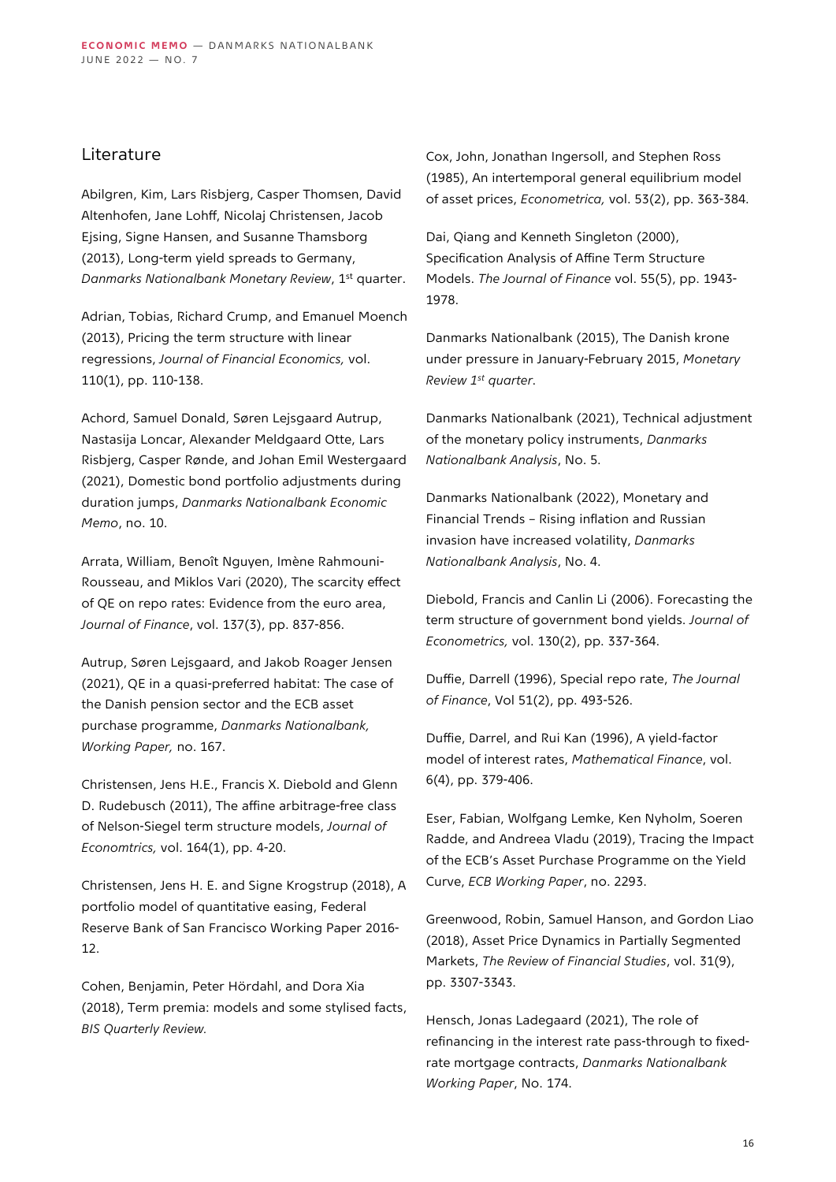## Literature

Abilgren, Kim, Lars Risbjerg, Casper Thomsen, David Altenhofen, Jane Lohff, Nicolaj Christensen, Jacob Ejsing, Signe Hansen, and Susanne Thamsborg (2013), Long-term yield spreads to Germany, *Danmarks Nationalbank Monetary Review*, 1st quarter.

Adrian, Tobias, Richard Crump, and Emanuel Moench (2013), Pricing the term structure with linear regressions, *Journal of Financial Economics,* vol. 110(1), pp. 110-138.

Achord, Samuel Donald, Søren Lejsgaard Autrup, Nastasija Loncar, Alexander Meldgaard Otte, Lars Risbjerg, Casper Rønde, and Johan Emil Westergaard (2021), Domestic bond portfolio adjustments during duration jumps, *Danmarks Nationalbank Economic Memo*, no. 10.

Arrata, William, Benoît Nguyen, Imène Rahmouni-Rousseau, and Miklos Vari (2020), The scarcity effect of QE on repo rates: Evidence from the euro area, *Journal of Finance*, vol. 137(3), pp. 837-856.

Autrup, Søren Lejsgaard, and Jakob Roager Jensen (2021), QE in a quasi-preferred habitat: The case of the Danish pension sector and the ECB asset purchase programme, *Danmarks Nationalbank, Working Paper,* no. 167.

Christensen, Jens H.E., Francis X. Diebold and Glenn D. Rudebusch (2011), The affine arbitrage-free class of Nelson-Siegel term structure models, *Journal of Economtrics,* vol. 164(1), pp. 4-20.

Christensen, Jens H. E. and Signe Krogstrup (2018), A portfolio model of quantitative easing, Federal Reserve Bank of San Francisco Working Paper 2016-12.

Cohen, Benjamin, Peter Hördahl, and Dora Xia (2018), Term premia: models and some stylised facts, *BIS Quarterly Review.*

Cox, John, Jonathan Ingersoll, and Stephen Ross (1985), An intertemporal general equilibrium model of asset prices, *Econometrica,* vol. 53(2), pp. 363-384.

Dai, Qiang and Kenneth Singleton (2000), Specification Analysis of Affine Term Structure Models. *The Journal of Finance* vol. 55(5), pp. 1943-1978.

Danmarks Nationalbank (2015), The Danish krone under pressure in January-February 2015, *Monetary Review 1st quarter*.

Danmarks Nationalbank (2021), Technical adjustment of the monetary policy instruments, *Danmarks Nationalbank Analysis*, No. 5.

Danmarks Nationalbank (2022), Monetary and Financial Trends – Rising inflation and Russian invasion have increased volatility, *Danmarks Nationalbank Analysis*, No. 4.

Diebold, Francis and Canlin Li (2006). Forecasting the term structure of government bond yields. *Journal of Econometrics,* vol. 130(2), pp. 337-364.

Duffie, Darrell (1996), Special repo rate, *The Journal of Finance*, Vol 51(2), pp. 493-526.

Duffie, Darrel, and Rui Kan (1996), A yield-factor model of interest rates, *Mathematical Finance*, vol. 6(4), pp. 379-406.

Eser, Fabian, Wolfgang Lemke, Ken Nyholm, Soeren Radde, and Andreea Vladu (2019), Tracing the Impact of the ECB's Asset Purchase Programme on the Yield Curve, *ECB Working Paper*, no. 2293.

Greenwood, Robin, Samuel Hanson, and Gordon Liao (2018), Asset Price Dynamics in Partially Segmented Markets, *The Review of Financial Studies*, vol. 31(9), pp. 3307-3343.

Hensch, Jonas Ladegaard (2021), The role of refinancing in the interest rate pass-through to fixed-rate mortgage contracts, *Danmarks Nationalbank Working Paper*, No. 174.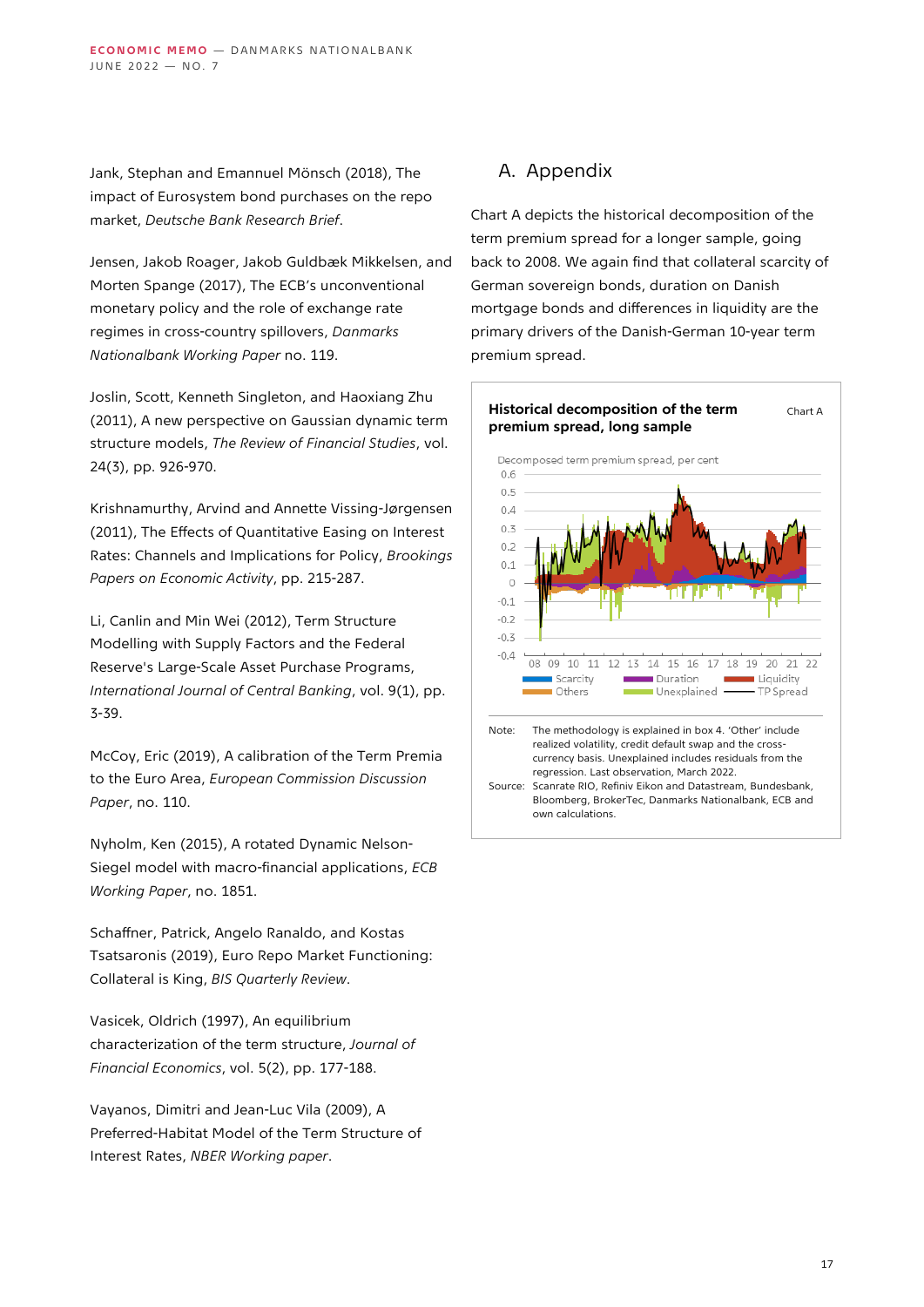Jank, Stephan and Emannuel Mönsch (2018), The impact of Eurosystem bond purchases on the repo market, *Deutsche Bank Research Brief*.

Jensen, Jakob Roager, Jakob Guldbæk Mikkelsen, and Morten Spange (2017), The ECB's unconventional monetary policy and the role of exchange rate regimes in cross-country spillovers, *Danmarks Nationalbank Working Paper* no. 119.

Joslin, Scott, Kenneth Singleton, and Haoxiang Zhu (2011), A new perspective on Gaussian dynamic term structure models, *The Review of Financial Studies*, vol. 24(3), pp. 926-970.

Krishnamurthy, Arvind and Annette Vissing-Jørgensen (2011), The Effects of Quantitative Easing on Interest Rates: Channels and Implications for Policy, *Brookings Papers on Economic Activity*, pp. 215-287.

Li, Canlin and Min Wei (2012), Term Structure Modelling with Supply Factors and the Federal Reserve's Large-Scale Asset Purchase Programs, *International Journal of Central Banking*, vol. 9(1), pp. 3-39.

McCoy, Eric (2019), A calibration of the Term Premia to the Euro Area, *European Commission Discussion Paper*, no. 110.

Nyholm, Ken (2015), A rotated Dynamic Nelson-Siegel model with macro-financial applications, *ECB Working Paper*, no. 1851.

Schaffner, Patrick, Angelo Ranaldo, and Kostas Tsatsaronis (2019), Euro Repo Market Functioning: Collateral is King, *BIS Quarterly Review*.

Vasicek, Oldrich (1997), An equilibrium characterization of the term structure, *Journal of Financial Economics*, vol. 5(2), pp. 177-188.

Vayanos, Dimitri and Jean-Luc Vila (2009), A Preferred-Habitat Model of the Term Structure of Interest Rates, *NBER Working paper*.

## A. Appendix

Chart A depicts the historical decomposition of the term premium spread for a longer sample, going back to 2008. We again find that collateral scarcity of German sovereign bonds, duration on Danish mortgage bonds and differences in liquidity are the primary drivers of the Danish-German 10-year term premium spread.

**Historical decomposition of the term premium spread, long sample** Chart A

Decomposed term premium spread, per cent

Legend: Scarcity, Duration, Liquidity, Others, Unexplained, TP Spread

Note: The methodology is explained in box 4. 'Other' include realized volatility, credit default swap and the cross-currency basis. Unexplained includes residuals from the regression. Last observation, March 2022.

Source: Scanrate RIO, Refiniv Eikon and Datastream, Bundesbank, Bloomberg, BrokerTec, Danmarks Nationalbank, ECB and own calculations.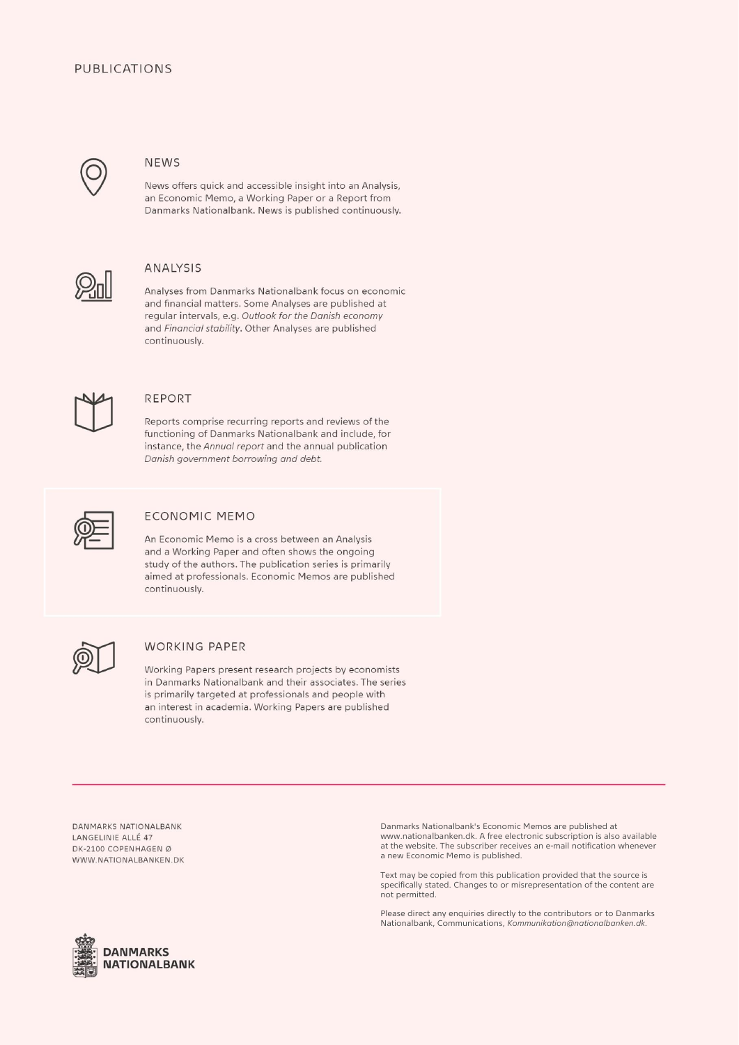PUBLICATIONS

## NEWS

News offers quick and accessible insight into an Analysis, an Economic Memo, a Working Paper or a Report from Danmarks Nationalbank. News is published continuously.

## ANALYSIS

Analyses from Danmarks Nationalbank focus on economic and financial matters. Some Analyses are published at regular intervals, e.g. *Outlook for the Danish economy* and *Financial stability*. Other Analyses are published continuously.

## REPORT

Reports comprise recurring reports and reviews of the functioning of Danmarks Nationalbank and include, for instance, the *Annual report* and the annual publication *Danish government borrowing and debt.*

## ECONOMIC MEMO

An Economic Memo is a cross between an Analysis and a Working Paper and often shows the ongoing study of the authors. The publication series is primarily aimed at professionals. Economic Memos are published continuously.

## WORKING PAPER

Working Papers present research projects by economists in Danmarks Nationalbank and their associates. The series is primarily targeted at professionals and people with an interest in academia. Working Papers are published continuously.

---

DANMARKS NATIONALBANK
LANGELINIE ALLÉ 47
DK-2100 COPENHAGEN Ø
WWW.NATIONALBANKEN.DK

Danmarks Nationalbank's Economic Memos are published at www.nationalbanken.dk. A free electronic subscription is also available at the website. The subscriber receives an e-mail notification whenever a new Economic Memo is published.

Text may be copied from this publication provided that the source is specifically stated. Changes to or misrepresentation of the content are not permitted.

Please direct any enquiries directly to the contributors or to Danmarks Nationalbank, Communications, *Kommunikation@nationalbanken.dk.*

**DANMARKS NATIONALBANK**